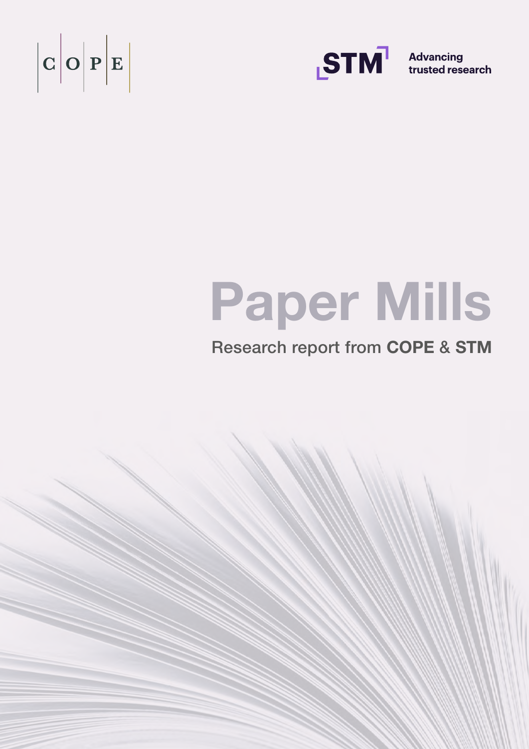COPE

STM Advancing trusted research

# Paper Mills

## Research report from **COPE** & **STM**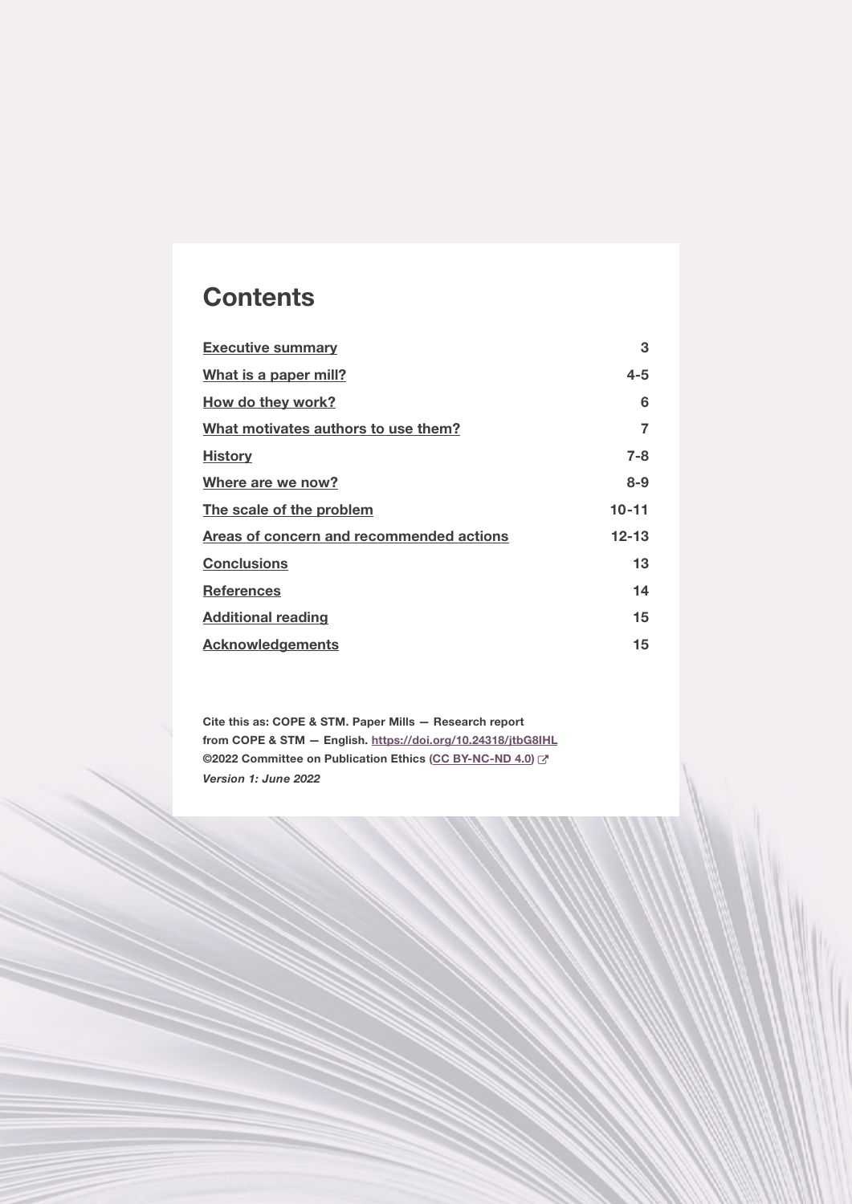# Contents

| | |
|---|---|
| Executive summary | 3 |
| What is a paper mill? | 4-5 |
| How do they work? | 6 |
| What motivates authors to use them? | 7 |
| History | 7-8 |
| Where are we now? | 8-9 |
| The scale of the problem | 10-11 |
| Areas of concern and recommended actions | 12-13 |
| Conclusions | 13 |
| References | 14 |
| Additional reading | 15 |
| Acknowledgements | 15 |

**Cite this as: COPE & STM. Paper Mills — Research report from COPE & STM — English. https://doi.org/10.24318/jtbG8IHL**
**©2022 Committee on Publication Ethics (CC BY-NC-ND 4.0)**
***Version 1: June 2022***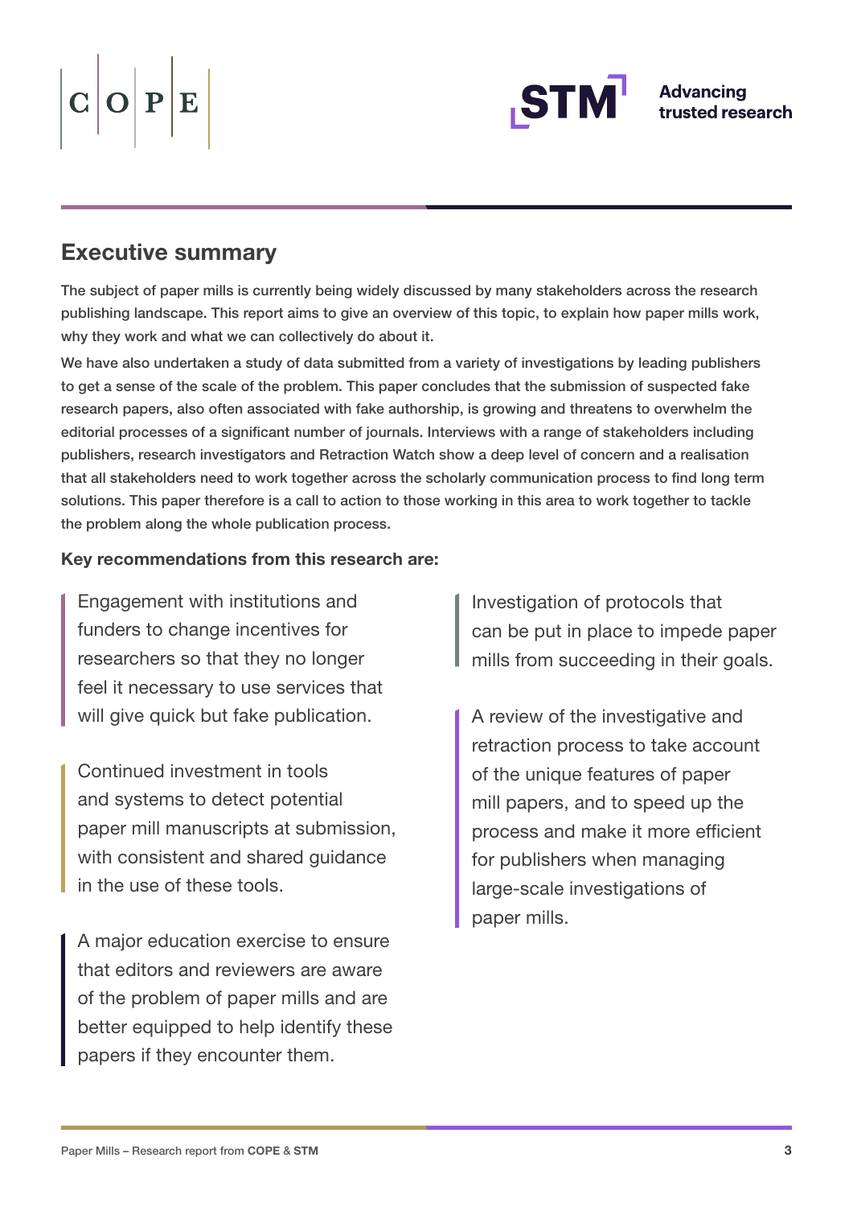## Executive summary

The subject of paper mills is currently being widely discussed by many stakeholders across the research publishing landscape. This report aims to give an overview of this topic, to explain how paper mills work, why they work and what we can collectively do about it.

We have also undertaken a study of data submitted from a variety of investigations by leading publishers to get a sense of the scale of the problem. This paper concludes that the submission of suspected fake research papers, also often associated with fake authorship, is growing and threatens to overwhelm the editorial processes of a significant number of journals. Interviews with a range of stakeholders including publishers, research investigators and Retraction Watch show a deep level of concern and a realisation that all stakeholders need to work together across the scholarly communication process to find long term solutions. This paper therefore is a call to action to those working in this area to work together to tackle the problem along the whole publication process.

**Key recommendations from this research are:**

- Engagement with institutions and funders to change incentives for researchers so that they no longer feel it necessary to use services that will give quick but fake publication.
- Continued investment in tools and systems to detect potential paper mill manuscripts at submission, with consistent and shared guidance in the use of these tools.
- A major education exercise to ensure that editors and reviewers are aware of the problem of paper mills and are better equipped to help identify these papers if they encounter them.
- Investigation of protocols that can be put in place to impede paper mills from succeeding in their goals.
- A review of the investigative and retraction process to take account of the unique features of paper mill papers, and to speed up the process and make it more efficient for publishers when managing large-scale investigations of paper mills.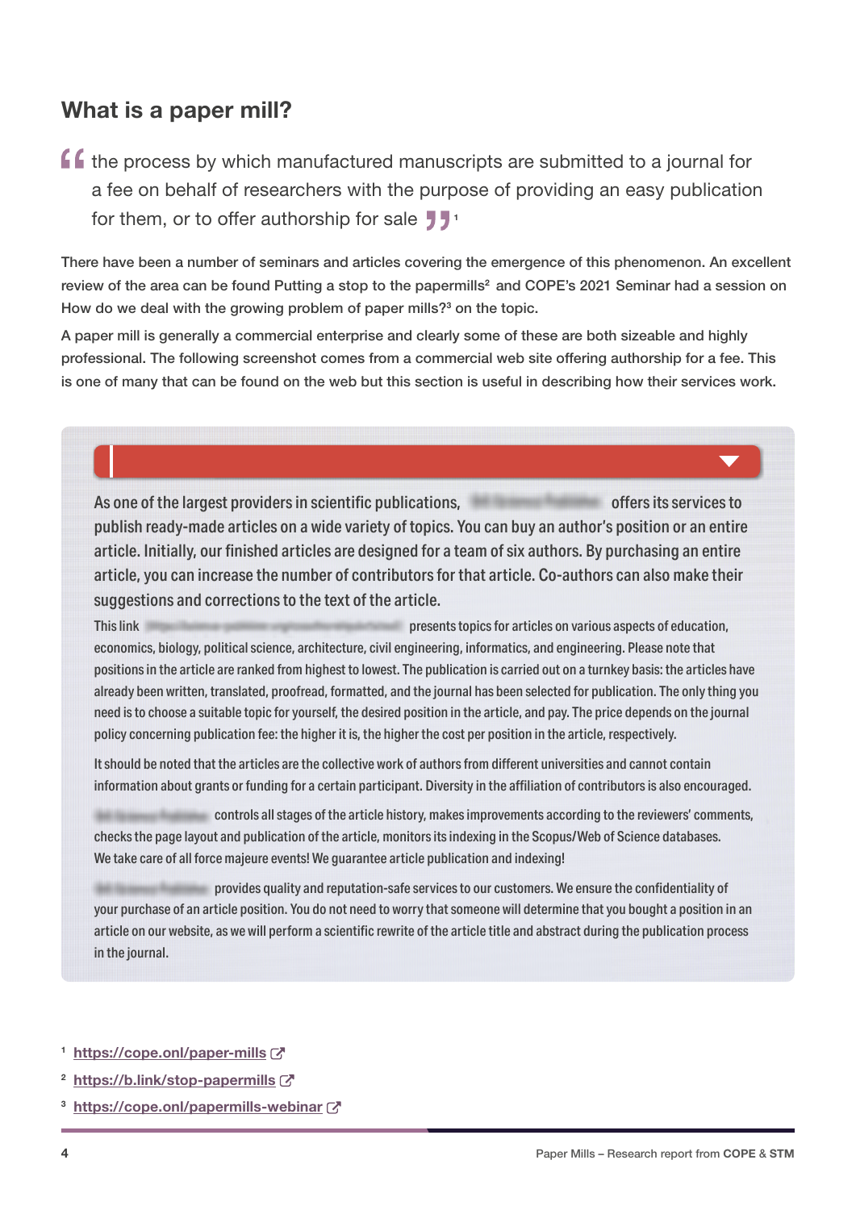## What is a paper mill?

> the process by which manufactured manuscripts are submitted to a journal for a fee on behalf of researchers with the purpose of providing an easy publication for them, or to offer authorship for sale [1]

There have been a number of seminars and articles covering the emergence of this phenomenon. An excellent review of the area can be found Putting a stop to the papermills[2] and COPE's 2021 Seminar had a session on How do we deal with the growing problem of paper mills?[3] on the topic.

A paper mill is generally a commercial enterprise and clearly some of these are both sizeable and highly professional. The following screenshot comes from a commercial web site offering authorship for a fee. This is one of many that can be found on the web but this section is useful in describing how their services work.

> As one of the largest providers in scientific publications, [blurred] offers its services to publish ready-made articles on a wide variety of topics. You can buy an author's position or an entire article. Initially, our finished articles are designed for a team of six authors. By purchasing an entire article, you can increase the number of contributors for that article. Co-authors can also make their suggestions and corrections to the text of the article.
>
> This link [blurred] presents topics for articles on various aspects of education, economics, biology, political science, architecture, civil engineering, informatics, and engineering. Please note that positions in the article are ranked from highest to lowest. The publication is carried out on a turnkey basis: the articles have already been written, translated, proofread, formatted, and the journal has been selected for publication. The only thing you need is to choose a suitable topic for yourself, the desired position in the article, and pay. The price depends on the journal policy concerning publication fee: the higher it is, the higher the cost per position in the article, respectively.
>
> It should be noted that the articles are the collective work of authors from different universities and cannot contain information about grants or funding for a certain participant. Diversity in the affiliation of contributors is also encouraged.
>
> [blurred] controls all stages of the article history, makes improvements according to the reviewers' comments, checks the page layout and publication of the article, monitors its indexing in the Scopus/Web of Science databases. We take care of all force majeure events! We guarantee article publication and indexing!
>
> [blurred] provides quality and reputation-safe services to our customers. We ensure the confidentiality of your purchase of an article position. You do not need to worry that someone will determine that you bought a position in an article on our website, as we will perform a scientific rewrite of the article title and abstract during the publication process in the journal.

[1] https://cope.onl/paper-mills

[2] https://b.link/stop-papermills

[3] https://cope.onl/papermills-webinar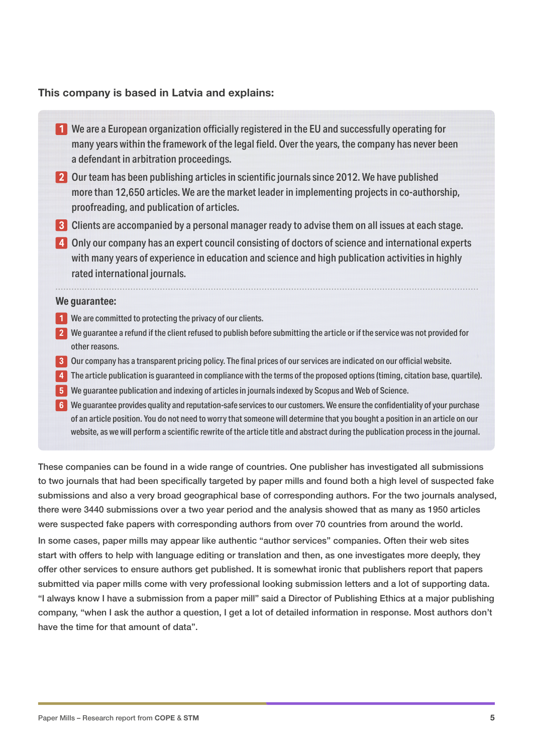**This company is based in Latvia and explains:**

1. We are a European organization officially registered in the EU and successfully operating for many years within the framework of the legal field. Over the years, the company has never been a defendant in arbitration proceedings.
2. Our team has been publishing articles in scientific journals since 2012. We have published more than 12,650 articles. We are the market leader in implementing projects in co-authorship, proofreading, and publication of articles.
3. Clients are accompanied by a personal manager ready to advise them on all issues at each stage.
4. Only our company has an expert council consisting of doctors of science and international experts with many years of experience in education and science and high publication activities in highly rated international journals.

**We guarantee:**

1. We are committed to protecting the privacy of our clients.
2. We guarantee a refund if the client refused to publish before submitting the article or if the service was not provided for other reasons.
3. Our company has a transparent pricing policy. The final prices of our services are indicated on our official website.
4. The article publication is guaranteed in compliance with the terms of the proposed options (timing, citation base, quartile).
5. We guarantee publication and indexing of articles in journals indexed by Scopus and Web of Science.
6. We guarantee provides quality and reputation-safe services to our customers. We ensure the confidentiality of your purchase of an article position. You do not need to worry that someone will determine that you bought a position in an article on our website, as we will perform a scientific rewrite of the article title and abstract during the publication process in the journal.

These companies can be found in a wide range of countries. One publisher has investigated all submissions to two journals that had been specifically targeted by paper mills and found both a high level of suspected fake submissions and also a very broad geographical base of corresponding authors. For the two journals analysed, there were 3440 submissions over a two year period and the analysis showed that as many as 1950 articles were suspected fake papers with corresponding authors from over 70 countries from around the world.

In some cases, paper mills may appear like authentic "author services" companies. Often their web sites start with offers to help with language editing or translation and then, as one investigates more deeply, they offer other services to ensure authors get published. It is somewhat ironic that publishers report that papers submitted via paper mills come with very professional looking submission letters and a lot of supporting data. "I always know I have a submission from a paper mill" said a Director of Publishing Ethics at a major publishing company, "when I ask the author a question, I get a lot of detailed information in response. Most authors don't have the time for that amount of data".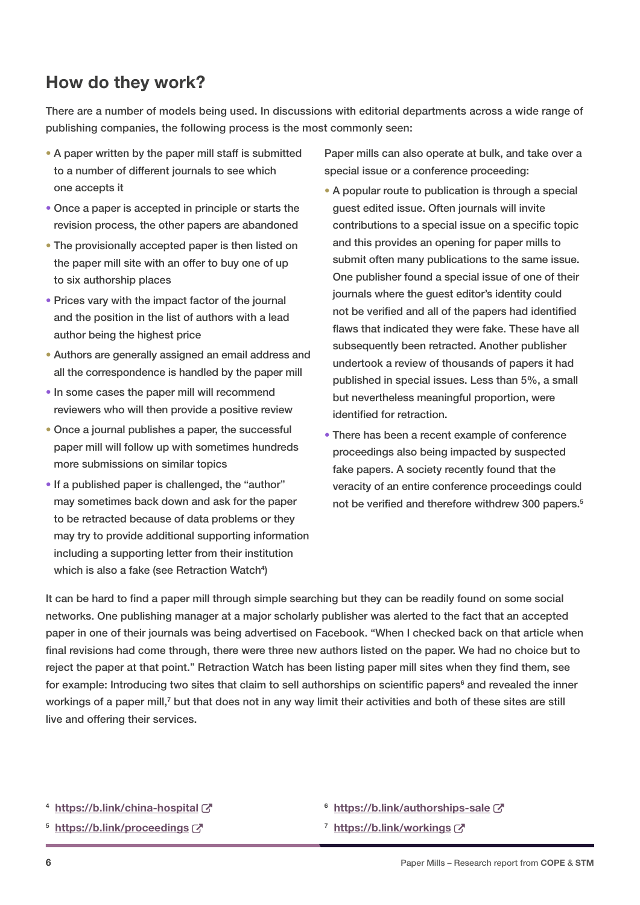## How do they work?

There are a number of models being used. In discussions with editorial departments across a wide range of publishing companies, the following process is the most commonly seen:

- A paper written by the paper mill staff is submitted to a number of different journals to see which one accepts it
- Once a paper is accepted in principle or starts the revision process, the other papers are abandoned
- The provisionally accepted paper is then listed on the paper mill site with an offer to buy one of up to six authorship places
- Prices vary with the impact factor of the journal and the position in the list of authors with a lead author being the highest price
- Authors are generally assigned an email address and all the correspondence is handled by the paper mill
- In some cases the paper mill will recommend reviewers who will then provide a positive review
- Once a journal publishes a paper, the successful paper mill will follow up with sometimes hundreds more submissions on similar topics
- If a published paper is challenged, the "author" may sometimes back down and ask for the paper to be retracted because of data problems or they may try to provide additional supporting information including a supporting letter from their institution which is also a fake (see Retraction Watch[4])

Paper mills can also operate at bulk, and take over a special issue or a conference proceeding:

- A popular route to publication is through a special guest edited issue. Often journals will invite contributions to a special issue on a specific topic and this provides an opening for paper mills to submit often many publications to the same issue. One publisher found a special issue of one of their journals where the guest editor's identity could not be verified and all of the papers had identified flaws that indicated they were fake. These have all subsequently been retracted. Another publisher undertook a review of thousands of papers it had published in special issues. Less than 5%, a small but nevertheless meaningful proportion, were identified for retraction.
- There has been a recent example of conference proceedings also being impacted by suspected fake papers. A society recently found that the veracity of an entire conference proceedings could not be verified and therefore withdrew 300 papers.[5]

It can be hard to find a paper mill through simple searching but they can be readily found on some social networks. One publishing manager at a major scholarly publisher was alerted to the fact that an accepted paper in one of their journals was being advertised on Facebook. "When I checked back on that article when final revisions had come through, there were three new authors listed on the paper. We had no choice but to reject the paper at that point." Retraction Watch has been listing paper mill sites when they find them, see for example: Introducing two sites that claim to sell authorships on scientific papers[6] and revealed the inner workings of a paper mill,[7] but that does not in any way limit their activities and both of these sites are still live and offering their services.

[4] https://b.link/china-hospital

[5] https://b.link/proceedings

[6] https://b.link/authorships-sale

[7] https://b.link/workings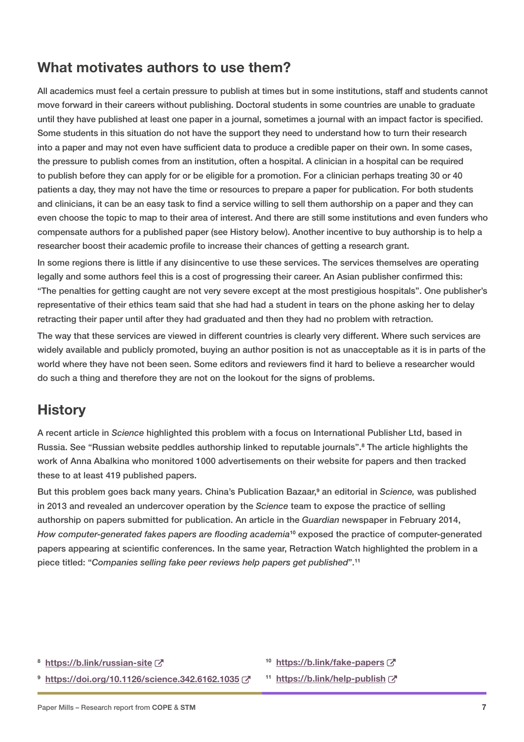## What motivates authors to use them?

All academics must feel a certain pressure to publish at times but in some institutions, staff and students cannot move forward in their careers without publishing. Doctoral students in some countries are unable to graduate until they have published at least one paper in a journal, sometimes a journal with an impact factor is specified. Some students in this situation do not have the support they need to understand how to turn their research into a paper and may not even have sufficient data to produce a credible paper on their own. In some cases, the pressure to publish comes from an institution, often a hospital. A clinician in a hospital can be required to publish before they can apply for or be eligible for a promotion. For a clinician perhaps treating 30 or 40 patients a day, they may not have the time or resources to prepare a paper for publication. For both students and clinicians, it can be an easy task to find a service willing to sell them authorship on a paper and they can even choose the topic to map to their area of interest. And there are still some institutions and even funders who compensate authors for a published paper (see History below). Another incentive to buy authorship is to help a researcher boost their academic profile to increase their chances of getting a research grant.

In some regions there is little if any disincentive to use these services. The services themselves are operating legally and some authors feel this is a cost of progressing their career. An Asian publisher confirmed this: "The penalties for getting caught are not very severe except at the most prestigious hospitals". One publisher's representative of their ethics team said that she had had a student in tears on the phone asking her to delay retracting their paper until after they had graduated and then they had no problem with retraction.

The way that these services are viewed in different countries is clearly very different. Where such services are widely available and publicly promoted, buying an author position is not as unacceptable as it is in parts of the world where they have not been seen. Some editors and reviewers find it hard to believe a researcher would do such a thing and therefore they are not on the lookout for the signs of problems.

## History

A recent article in *Science* highlighted this problem with a focus on International Publisher Ltd, based in Russia. See "Russian website peddles authorship linked to reputable journals".[8] The article highlights the work of Anna Abalkina who monitored 1000 advertisements on their website for papers and then tracked these to at least 419 published papers.

But this problem goes back many years. China's Publication Bazaar,[9] an editorial in *Science,* was published in 2013 and revealed an undercover operation by the *Science* team to expose the practice of selling authorship on papers submitted for publication. An article in the *Guardian* newspaper in February 2014, *How computer-generated fakes papers are flooding academia*[10] exposed the practice of computer-generated papers appearing at scientific conferences. In the same year, Retraction Watch highlighted the problem in a piece titled: "*Companies selling fake peer reviews help papers get published*".[11]

[8] https://b.link/russian-site

[9] https://doi.org/10.1126/science.342.6162.1035

[10] https://b.link/fake-papers

[11] https://b.link/help-publish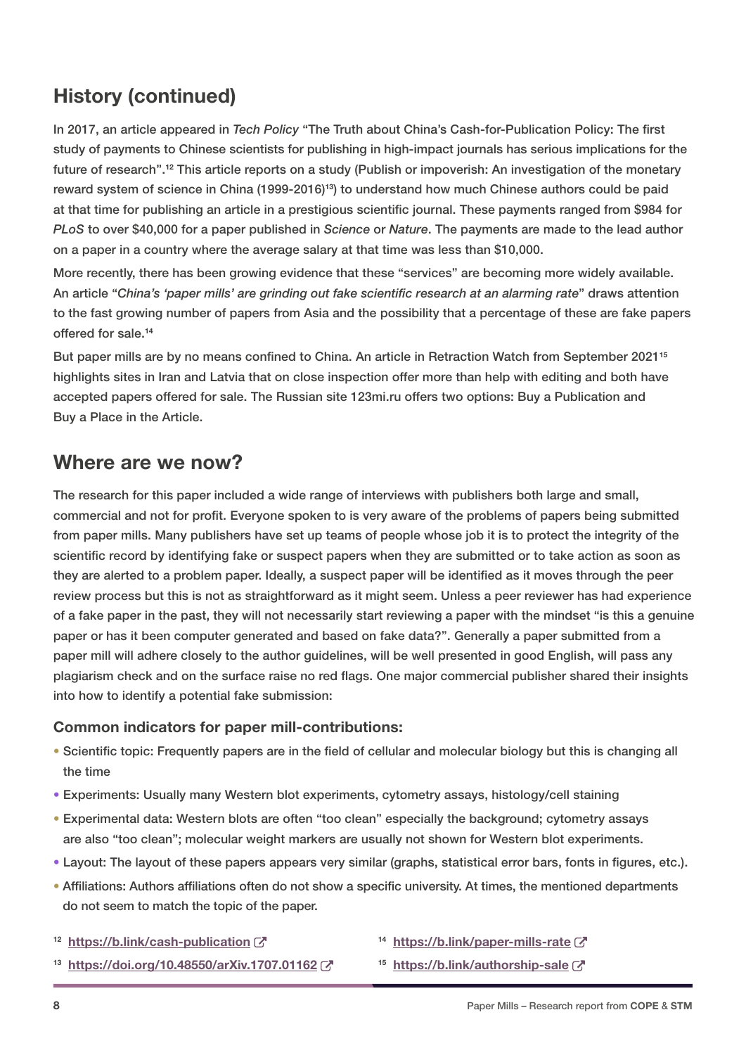## History (continued)

In 2017, an article appeared in *Tech Policy* "The Truth about China's Cash-for-Publication Policy: The first study of payments to Chinese scientists for publishing in high-impact journals has serious implications for the future of research".[12] This article reports on a study (Publish or impoverish: An investigation of the monetary reward system of science in China (1999-2016)[13]) to understand how much Chinese authors could be paid at that time for publishing an article in a prestigious scientific journal. These payments ranged from $984 for *PLoS* to over $40,000 for a paper published in *Science* or *Nature*. The payments are made to the lead author on a paper in a country where the average salary at that time was less than $10,000.

More recently, there has been growing evidence that these "services" are becoming more widely available. An article "*China's 'paper mills' are grinding out fake scientific research at an alarming rate*" draws attention to the fast growing number of papers from Asia and the possibility that a percentage of these are fake papers offered for sale.[14]

But paper mills are by no means confined to China. An article in Retraction Watch from September 2021[15] highlights sites in Iran and Latvia that on close inspection offer more than help with editing and both have accepted papers offered for sale. The Russian site 123mi.ru offers two options: Buy a Publication and Buy a Place in the Article.

## Where are we now?

The research for this paper included a wide range of interviews with publishers both large and small, commercial and not for profit. Everyone spoken to is very aware of the problems of papers being submitted from paper mills. Many publishers have set up teams of people whose job it is to protect the integrity of the scientific record by identifying fake or suspect papers when they are submitted or to take action as soon as they are alerted to a problem paper. Ideally, a suspect paper will be identified as it moves through the peer review process but this is not as straightforward as it might seem. Unless a peer reviewer has had experience of a fake paper in the past, they will not necessarily start reviewing a paper with the mindset "is this a genuine paper or has it been computer generated and based on fake data?". Generally a paper submitted from a paper mill will adhere closely to the author guidelines, will be well presented in good English, will pass any plagiarism check and on the surface raise no red flags. One major commercial publisher shared their insights into how to identify a potential fake submission:

### Common indicators for paper mill-contributions:

- Scientific topic: Frequently papers are in the field of cellular and molecular biology but this is changing all the time
- Experiments: Usually many Western blot experiments, cytometry assays, histology/cell staining
- Experimental data: Western blots are often "too clean" especially the background; cytometry assays are also "too clean"; molecular weight markers are usually not shown for Western blot experiments.
- Layout: The layout of these papers appears very similar (graphs, statistical error bars, fonts in figures, etc.).
- Affiliations: Authors affiliations often do not show a specific university. At times, the mentioned departments do not seem to match the topic of the paper.

[12] https://b.link/cash-publication

[13] https://doi.org/10.48550/arXiv.1707.01162

[14] https://b.link/paper-mills-rate

[15] https://b.link/authorship-sale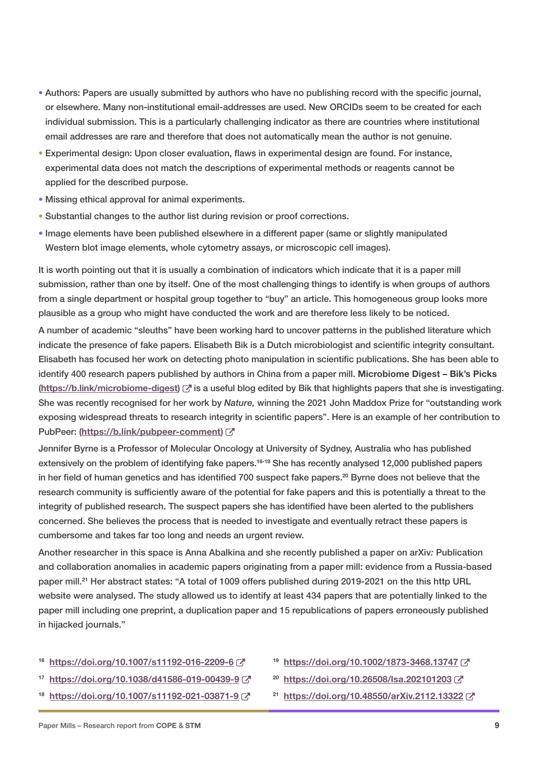- Authors: Papers are usually submitted by authors who have no publishing record with the specific journal, or elsewhere. Many non-institutional email-addresses are used. New ORCIDs seem to be created for each individual submission. This is a particularly challenging indicator as there are countries where institutional email addresses are rare and therefore that does not automatically mean the author is not genuine.
- Experimental design: Upon closer evaluation, flaws in experimental design are found. For instance, experimental data does not match the descriptions of experimental methods or reagents cannot be applied for the described purpose.
- Missing ethical approval for animal experiments.
- Substantial changes to the author list during revision or proof corrections.
- Image elements have been published elsewhere in a different paper (same or slightly manipulated Western blot image elements, whole cytometry assays, or microscopic cell images).

It is worth pointing out that it is usually a combination of indicators which indicate that it is a paper mill submission, rather than one by itself. One of the most challenging things to identify is when groups of authors from a single department or hospital group together to "buy" an article. This homogeneous group looks more plausible as a group who might have conducted the work and are therefore less likely to be noticed.

A number of academic "sleuths" have been working hard to uncover patterns in the published literature which indicate the presence of fake papers. Elisabeth Bik is a Dutch microbiologist and scientific integrity consultant. Elisabeth has focused her work on detecting photo manipulation in scientific publications. She has been able to identify 400 research papers published by authors in China from a paper mill. **Microbiome Digest – Bik's Picks** [(https://b.link/microbiome-digest)](https://b.link/microbiome-digest) is a useful blog edited by Bik that highlights papers that she is investigating. She was recently recognised for her work by *Nature,* winning the 2021 John Maddox Prize for "outstanding work exposing widespread threats to research integrity in scientific papers". Here is an example of her contribution to PubPeer: [(https://b.link/pubpeer-comment)](https://b.link/pubpeer-comment)

Jennifer Byrne is a Professor of Molecular Oncology at University of Sydney, Australia who has published extensively on the problem of identifying fake papers.[16-19] She has recently analysed 12,000 published papers in her field of human genetics and has identified 700 suspect fake papers.[20] Byrne does not believe that the research community is sufficiently aware of the potential for fake papers and this is potentially a threat to the integrity of published research. The suspect papers she has identified have been alerted to the publishers concerned. She believes the process that is needed to investigate and eventually retract these papers is cumbersome and takes far too long and needs an urgent review.

Another researcher in this space is Anna Abalkina and she recently published a paper on arXiv*:* Publication and collaboration anomalies in academic papers originating from a paper mill: evidence from a Russia-based paper mill.[21] Her abstract states: "A total of 1009 offers published during 2019-2021 on the this http URL website were analysed. The study allowed us to identify at least 434 papers that are potentially linked to the paper mill including one preprint, a duplication paper and 15 republications of papers erroneously published in hijacked journals."

[16] https://doi.org/10.1007/s11192-016-2209-6

[17] https://doi.org/10.1038/d41586-019-00439-9

[18] https://doi.org/10.1007/s11192-021-03871-9

[19] https://doi.org/10.1002/1873-3468.13747

[20] https://doi.org/10.26508/lsa.202101203

[21] https://doi.org/10.48550/arXiv.2112.13322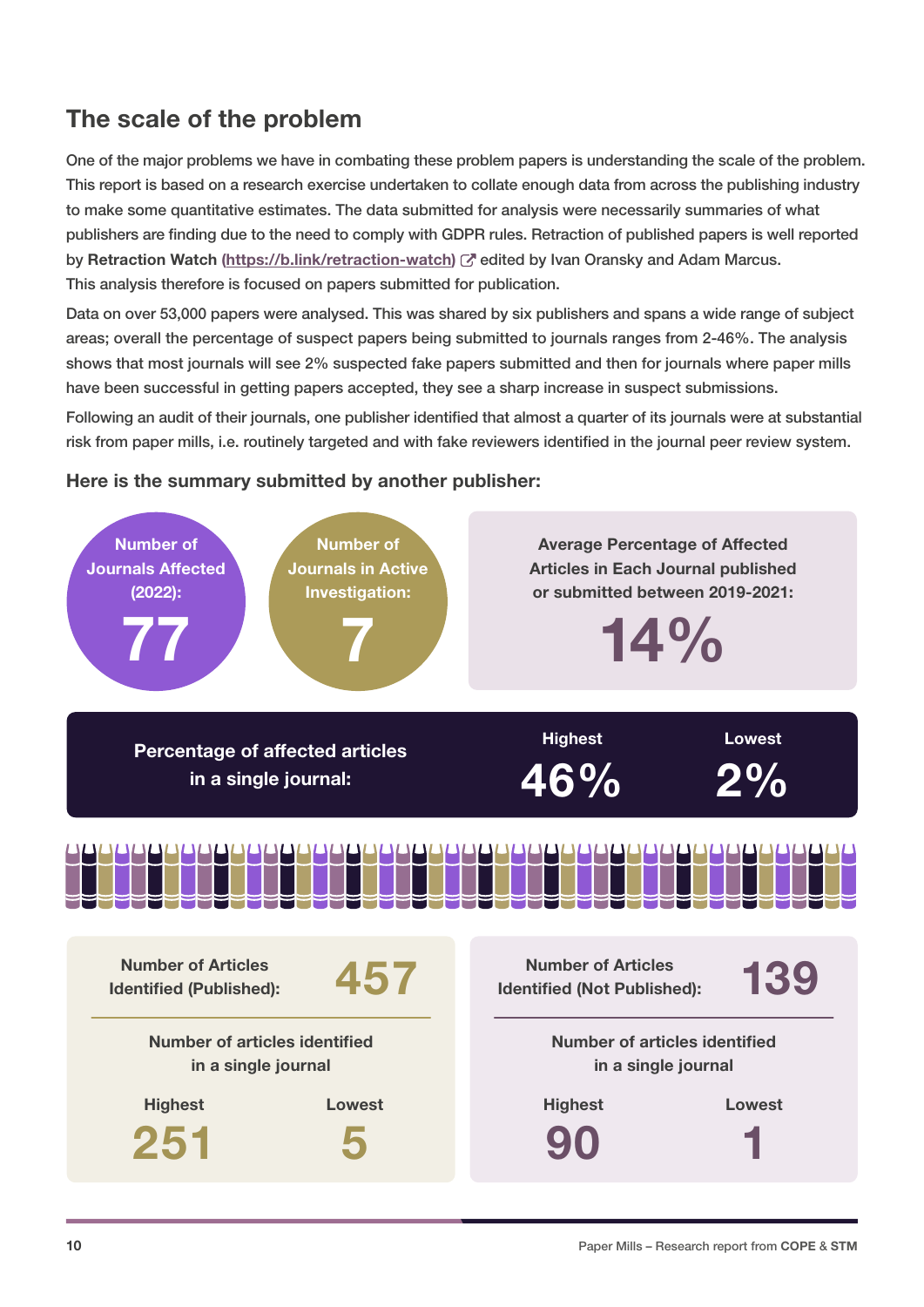## The scale of the problem

One of the major problems we have in combating these problem papers is understanding the scale of the problem. This report is based on a research exercise undertaken to collate enough data from across the publishing industry to make some quantitative estimates. The data submitted for analysis were necessarily summaries of what publishers are finding due to the need to comply with GDPR rules. Retraction of published papers is well reported by **Retraction Watch** (https://b.link/retraction-watch) edited by Ivan Oransky and Adam Marcus. This analysis therefore is focused on papers submitted for publication.

Data on over 53,000 papers were analysed. This was shared by six publishers and spans a wide range of subject areas; overall the percentage of suspect papers being submitted to journals ranges from 2-46%. The analysis shows that most journals will see 2% suspected fake papers submitted and then for journals where paper mills have been successful in getting papers accepted, they see a sharp increase in suspect submissions.

Following an audit of their journals, one publisher identified that almost a quarter of its journals were at substantial risk from paper mills, i.e. routinely targeted and with fake reviewers identified in the journal peer review system.

### Here is the summary submitted by another publisher:

**Number of Journals Affected (2022):** 77

**Number of Journals in Active Investigation:** 7

**Average Percentage of Affected Articles in Each Journal published or submitted between 2019-2021:** 14%

**Percentage of affected articles in a single journal:**

| Highest | Lowest |
| --- | --- |
| 46% | 2% |

**Number of Articles Identified (Published):** 457

Number of articles identified in a single journal

| Highest | Lowest |
| --- | --- |
| 251 | 5 |

**Number of Articles Identified (Not Published):** 139

Number of articles identified in a single journal

| Highest | Lowest |
| --- | --- |
| 90 | 1 |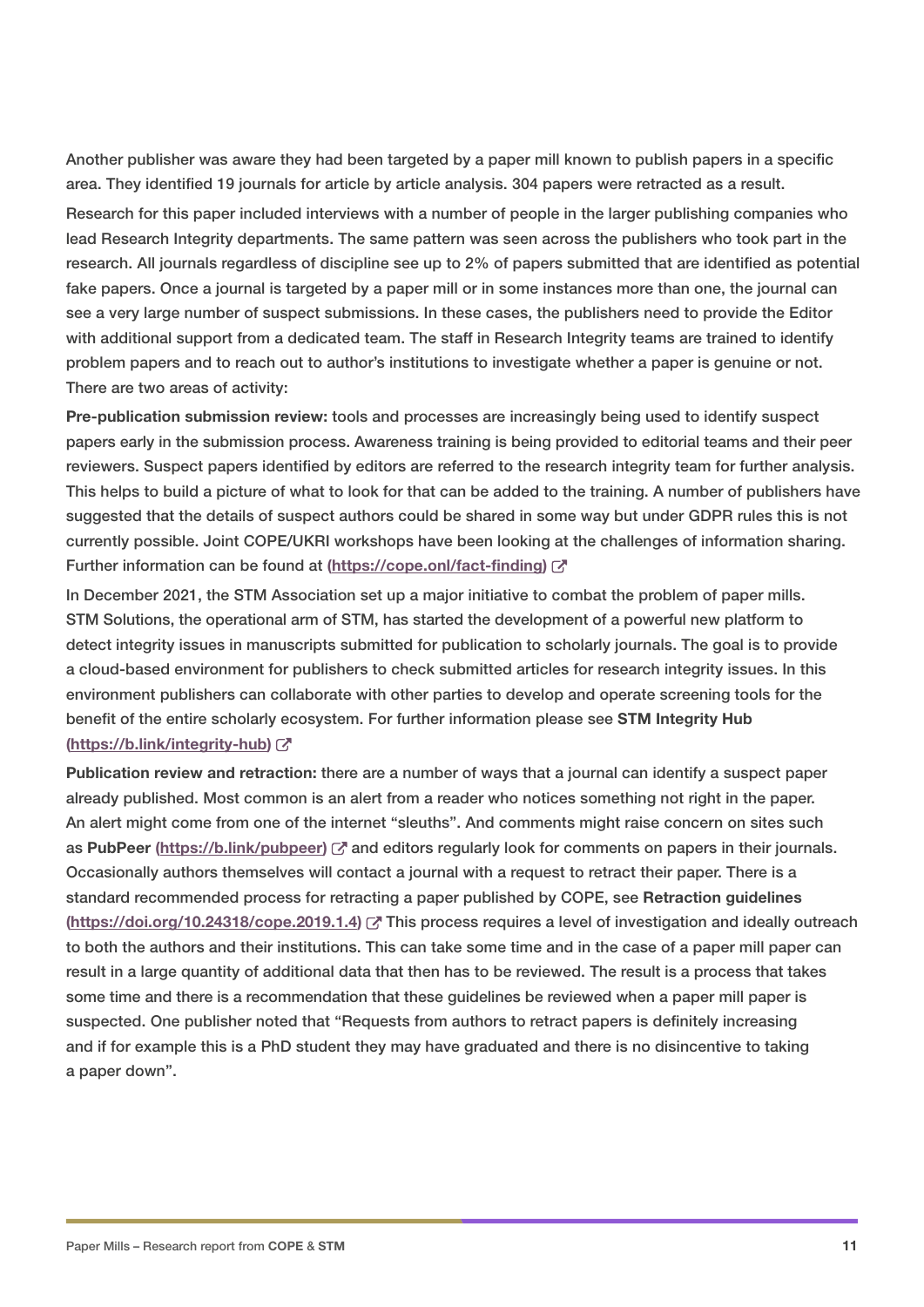Another publisher was aware they had been targeted by a paper mill known to publish papers in a specific area. They identified 19 journals for article by article analysis. 304 papers were retracted as a result.

Research for this paper included interviews with a number of people in the larger publishing companies who lead Research Integrity departments. The same pattern was seen across the publishers who took part in the research. All journals regardless of discipline see up to 2% of papers submitted that are identified as potential fake papers. Once a journal is targeted by a paper mill or in some instances more than one, the journal can see a very large number of suspect submissions. In these cases, the publishers need to provide the Editor with additional support from a dedicated team. The staff in Research Integrity teams are trained to identify problem papers and to reach out to author's institutions to investigate whether a paper is genuine or not. There are two areas of activity:

**Pre-publication submission review:** tools and processes are increasingly being used to identify suspect papers early in the submission process. Awareness training is being provided to editorial teams and their peer reviewers. Suspect papers identified by editors are referred to the research integrity team for further analysis. This helps to build a picture of what to look for that can be added to the training. A number of publishers have suggested that the details of suspect authors could be shared in some way but under GDPR rules this is not currently possible. Joint COPE/UKRI workshops have been looking at the challenges of information sharing. Further information can be found at (https://cope.onl/fact-finding)

In December 2021, the STM Association set up a major initiative to combat the problem of paper mills. STM Solutions, the operational arm of STM, has started the development of a powerful new platform to detect integrity issues in manuscripts submitted for publication to scholarly journals. The goal is to provide a cloud-based environment for publishers to check submitted articles for research integrity issues. In this environment publishers can collaborate with other parties to develop and operate screening tools for the benefit of the entire scholarly ecosystem. For further information please see **STM Integrity Hub** (https://b.link/integrity-hub)

**Publication review and retraction:** there are a number of ways that a journal can identify a suspect paper already published. Most common is an alert from a reader who notices something not right in the paper. An alert might come from one of the internet "sleuths". And comments might raise concern on sites such as **PubPeer** (https://b.link/pubpeer) and editors regularly look for comments on papers in their journals. Occasionally authors themselves will contact a journal with a request to retract their paper. There is a standard recommended process for retracting a paper published by COPE, see **Retraction guidelines** (https://doi.org/10.24318/cope.2019.1.4) This process requires a level of investigation and ideally outreach to both the authors and their institutions. This can take some time and in the case of a paper mill paper can result in a large quantity of additional data that then has to be reviewed. The result is a process that takes some time and there is a recommendation that these guidelines be reviewed when a paper mill paper is suspected. One publisher noted that "Requests from authors to retract papers is definitely increasing and if for example this is a PhD student they may have graduated and there is no disincentive to taking a paper down".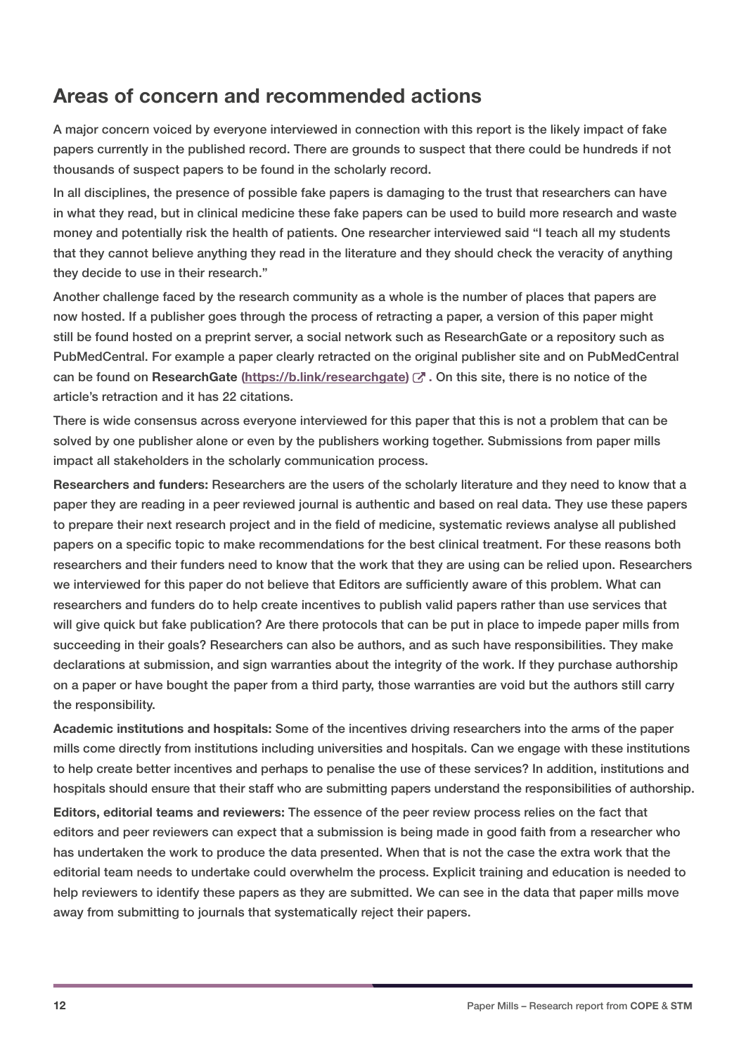## Areas of concern and recommended actions

A major concern voiced by everyone interviewed in connection with this report is the likely impact of fake papers currently in the published record. There are grounds to suspect that there could be hundreds if not thousands of suspect papers to be found in the scholarly record.

In all disciplines, the presence of possible fake papers is damaging to the trust that researchers can have in what they read, but in clinical medicine these fake papers can be used to build more research and waste money and potentially risk the health of patients. One researcher interviewed said "I teach all my students that they cannot believe anything they read in the literature and they should check the veracity of anything they decide to use in their research."

Another challenge faced by the research community as a whole is the number of places that papers are now hosted. If a publisher goes through the process of retracting a paper, a version of this paper might still be found hosted on a preprint server, a social network such as ResearchGate or a repository such as PubMedCentral. For example a paper clearly retracted on the original publisher site and on PubMedCentral can be found on **ResearchGate (https://b.link/researchgate)**. On this site, there is no notice of the article's retraction and it has 22 citations.

There is wide consensus across everyone interviewed for this paper that this is not a problem that can be solved by one publisher alone or even by the publishers working together. Submissions from paper mills impact all stakeholders in the scholarly communication process.

**Researchers and funders:** Researchers are the users of the scholarly literature and they need to know that a paper they are reading in a peer reviewed journal is authentic and based on real data. They use these papers to prepare their next research project and in the field of medicine, systematic reviews analyse all published papers on a specific topic to make recommendations for the best clinical treatment. For these reasons both researchers and their funders need to know that the work that they are using can be relied upon. Researchers we interviewed for this paper do not believe that Editors are sufficiently aware of this problem. What can researchers and funders do to help create incentives to publish valid papers rather than use services that will give quick but fake publication? Are there protocols that can be put in place to impede paper mills from succeeding in their goals? Researchers can also be authors, and as such have responsibilities. They make declarations at submission, and sign warranties about the integrity of the work. If they purchase authorship on a paper or have bought the paper from a third party, those warranties are void but the authors still carry the responsibility.

**Academic institutions and hospitals:** Some of the incentives driving researchers into the arms of the paper mills come directly from institutions including universities and hospitals. Can we engage with these institutions to help create better incentives and perhaps to penalise the use of these services? In addition, institutions and hospitals should ensure that their staff who are submitting papers understand the responsibilities of authorship.

**Editors, editorial teams and reviewers:** The essence of the peer review process relies on the fact that editors and peer reviewers can expect that a submission is being made in good faith from a researcher who has undertaken the work to produce the data presented. When that is not the case the extra work that the editorial team needs to undertake could overwhelm the process. Explicit training and education is needed to help reviewers to identify these papers as they are submitted. We can see in the data that paper mills move away from submitting to journals that systematically reject their papers.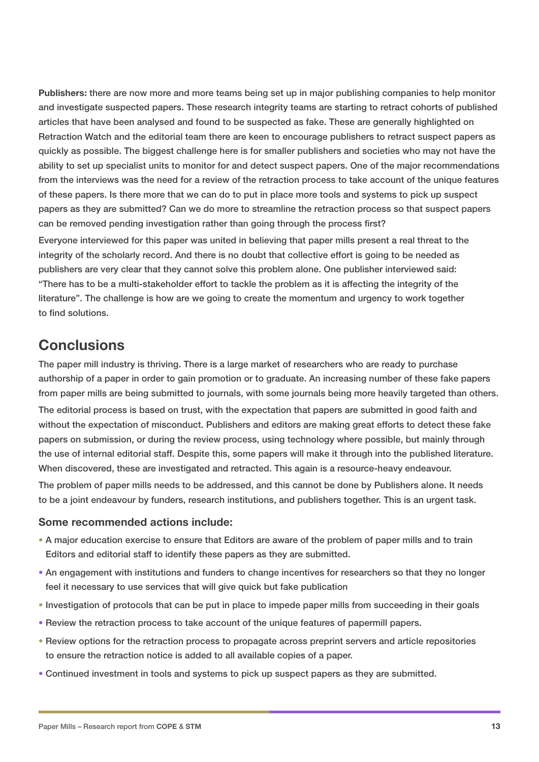**Publishers:** there are now more and more teams being set up in major publishing companies to help monitor and investigate suspected papers. These research integrity teams are starting to retract cohorts of published articles that have been analysed and found to be suspected as fake. These are generally highlighted on Retraction Watch and the editorial team there are keen to encourage publishers to retract suspect papers as quickly as possible. The biggest challenge here is for smaller publishers and societies who may not have the ability to set up specialist units to monitor for and detect suspect papers. One of the major recommendations from the interviews was the need for a review of the retraction process to take account of the unique features of these papers. Is there more that we can do to put in place more tools and systems to pick up suspect papers as they are submitted? Can we do more to streamline the retraction process so that suspect papers can be removed pending investigation rather than going through the process first?

Everyone interviewed for this paper was united in believing that paper mills present a real threat to the integrity of the scholarly record. And there is no doubt that collective effort is going to be needed as publishers are very clear that they cannot solve this problem alone. One publisher interviewed said: "There has to be a multi-stakeholder effort to tackle the problem as it is affecting the integrity of the literature". The challenge is how are we going to create the momentum and urgency to work together to find solutions.

## Conclusions

The paper mill industry is thriving. There is a large market of researchers who are ready to purchase authorship of a paper in order to gain promotion or to graduate. An increasing number of these fake papers from paper mills are being submitted to journals, with some journals being more heavily targeted than others.

The editorial process is based on trust, with the expectation that papers are submitted in good faith and without the expectation of misconduct. Publishers and editors are making great efforts to detect these fake papers on submission, or during the review process, using technology where possible, but mainly through the use of internal editorial staff. Despite this, some papers will make it through into the published literature. When discovered, these are investigated and retracted. This again is a resource-heavy endeavour.

The problem of paper mills needs to be addressed, and this cannot be done by Publishers alone. It needs to be a joint endeavour by funders, research institutions, and publishers together. This is an urgent task.

### Some recommended actions include:

- A major education exercise to ensure that Editors are aware of the problem of paper mills and to train Editors and editorial staff to identify these papers as they are submitted.
- An engagement with institutions and funders to change incentives for researchers so that they no longer feel it necessary to use services that will give quick but fake publication
- Investigation of protocols that can be put in place to impede paper mills from succeeding in their goals
- Review the retraction process to take account of the unique features of papermill papers.
- Review options for the retraction process to propagate across preprint servers and article repositories to ensure the retraction notice is added to all available copies of a paper.
- Continued investment in tools and systems to pick up suspect papers as they are submitted.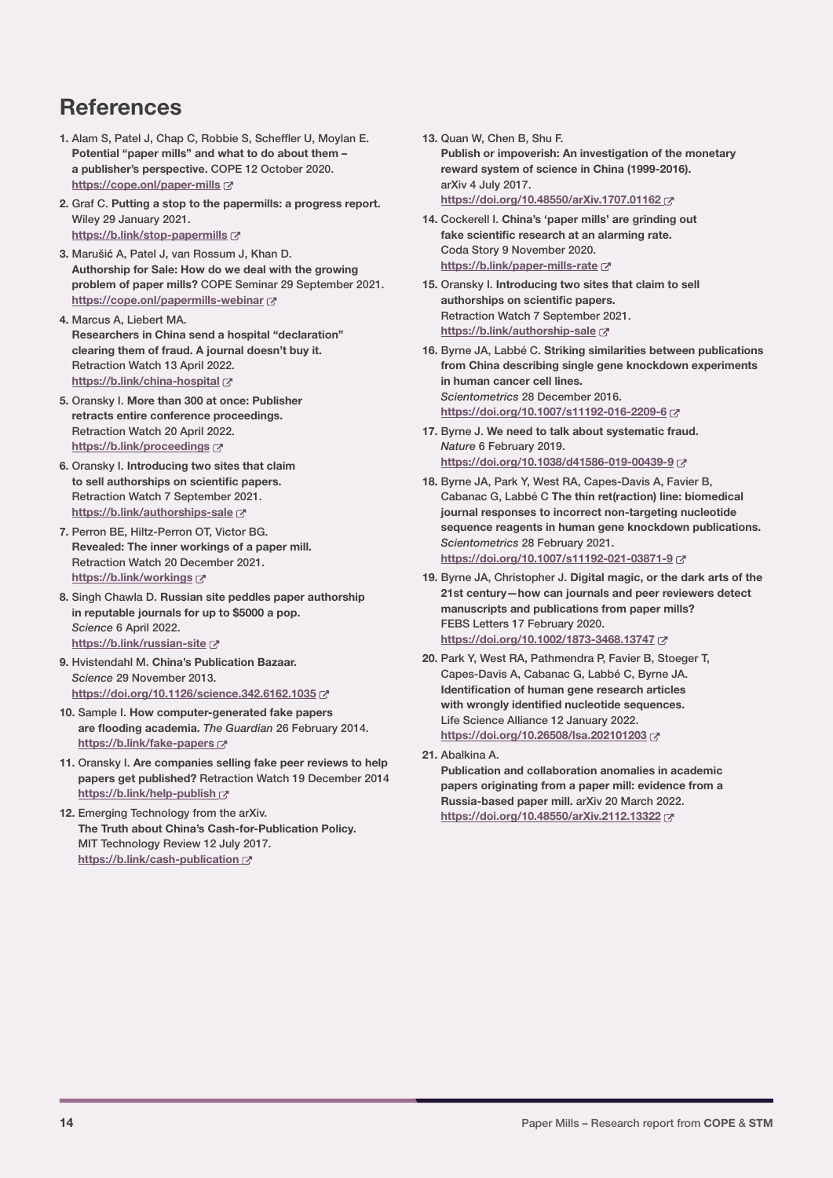# References

1. Alam S, Patel J, Chap C, Robbie S, Scheffler U, Moylan E. **Potential "paper mills" and what to do about them – a publisher's perspective.** COPE 12 October 2020. https://cope.onl/paper-mills
2. Graf C. **Putting a stop to the papermills: a progress report.** Wiley 29 January 2021. https://b.link/stop-papermills
3. Marušić A, Patel J, van Rossum J, Khan D. **Authorship for Sale: How do we deal with the growing problem of paper mills?** COPE Seminar 29 September 2021. https://cope.onl/papermills-webinar
4. Marcus A, Liebert MA. **Researchers in China send a hospital "declaration" clearing them of fraud. A journal doesn't buy it.** Retraction Watch 13 April 2022. https://b.link/china-hospital
5. Oransky I. **More than 300 at once: Publisher retracts entire conference proceedings.** Retraction Watch 20 April 2022. https://b.link/proceedings
6. Oransky I. **Introducing two sites that claim to sell authorships on scientific papers.** Retraction Watch 7 September 2021. https://b.link/authorships-sale
7. Perron BE, Hiltz-Perron OT, Victor BG. **Revealed: The inner workings of a paper mill.** Retraction Watch 20 December 2021. https://b.link/workings
8. Singh Chawla D. **Russian site peddles paper authorship in reputable journals for up to $5000 a pop.** *Science* 6 April 2022. https://b.link/russian-site
9. Hvistendahl M. **China's Publication Bazaar.** *Science* 29 November 2013. https://doi.org/10.1126/science.342.6162.1035
10. Sample I. **How computer-generated fake papers are flooding academia.** *The Guardian* 26 February 2014. https://b.link/fake-papers
11. Oransky I. **Are companies selling fake peer reviews to help papers get published?** Retraction Watch 19 December 2014 https://b.link/help-publish
12. Emerging Technology from the arXiv. **The Truth about China's Cash-for-Publication Policy.** MIT Technology Review 12 July 2017. https://b.link/cash-publication
13. Quan W, Chen B, Shu F. **Publish or impoverish: An investigation of the monetary reward system of science in China (1999-2016).** arXiv 4 July 2017. https://doi.org/10.48550/arXiv.1707.01162
14. Cockerell I. **China's 'paper mills' are grinding out fake scientific research at an alarming rate.** Coda Story 9 November 2020. https://b.link/paper-mills-rate
15. Oransky I. **Introducing two sites that claim to sell authorships on scientific papers.** Retraction Watch 7 September 2021. https://b.link/authorship-sale
16. Byrne JA, Labbé C. **Striking similarities between publications from China describing single gene knockdown experiments in human cancer cell lines.** *Scientometrics* 28 December 2016. https://doi.org/10.1007/s11192-016-2209-6
17. Byrne J. **We need to talk about systematic fraud.** *Nature* 6 February 2019. https://doi.org/10.1038/d41586-019-00439-9
18. Byrne JA, Park Y, West RA, Capes-Davis A, Favier B, Cabanac G, Labbé C **The thin ret(raction) line: biomedical journal responses to incorrect non-targeting nucleotide sequence reagents in human gene knockdown publications.** *Scientometrics* 28 February 2021. https://doi.org/10.1007/s11192-021-03871-9
19. Byrne JA, Christopher J. **Digital magic, or the dark arts of the 21st century—how can journals and peer reviewers detect manuscripts and publications from paper mills?** FEBS Letters 17 February 2020. https://doi.org/10.1002/1873-3468.13747
20. Park Y, West RA, Pathmendra P, Favier B, Stoeger T, Capes-Davis A, Cabanac G, Labbé C, Byrne JA. **Identification of human gene research articles with wrongly identified nucleotide sequences.** Life Science Alliance 12 January 2022. https://doi.org/10.26508/lsa.202101203
21. Abalkina A. **Publication and collaboration anomalies in academic papers originating from a paper mill: evidence from a Russia-based paper mill.** arXiv 20 March 2022. https://doi.org/10.48550/arXiv.2112.13322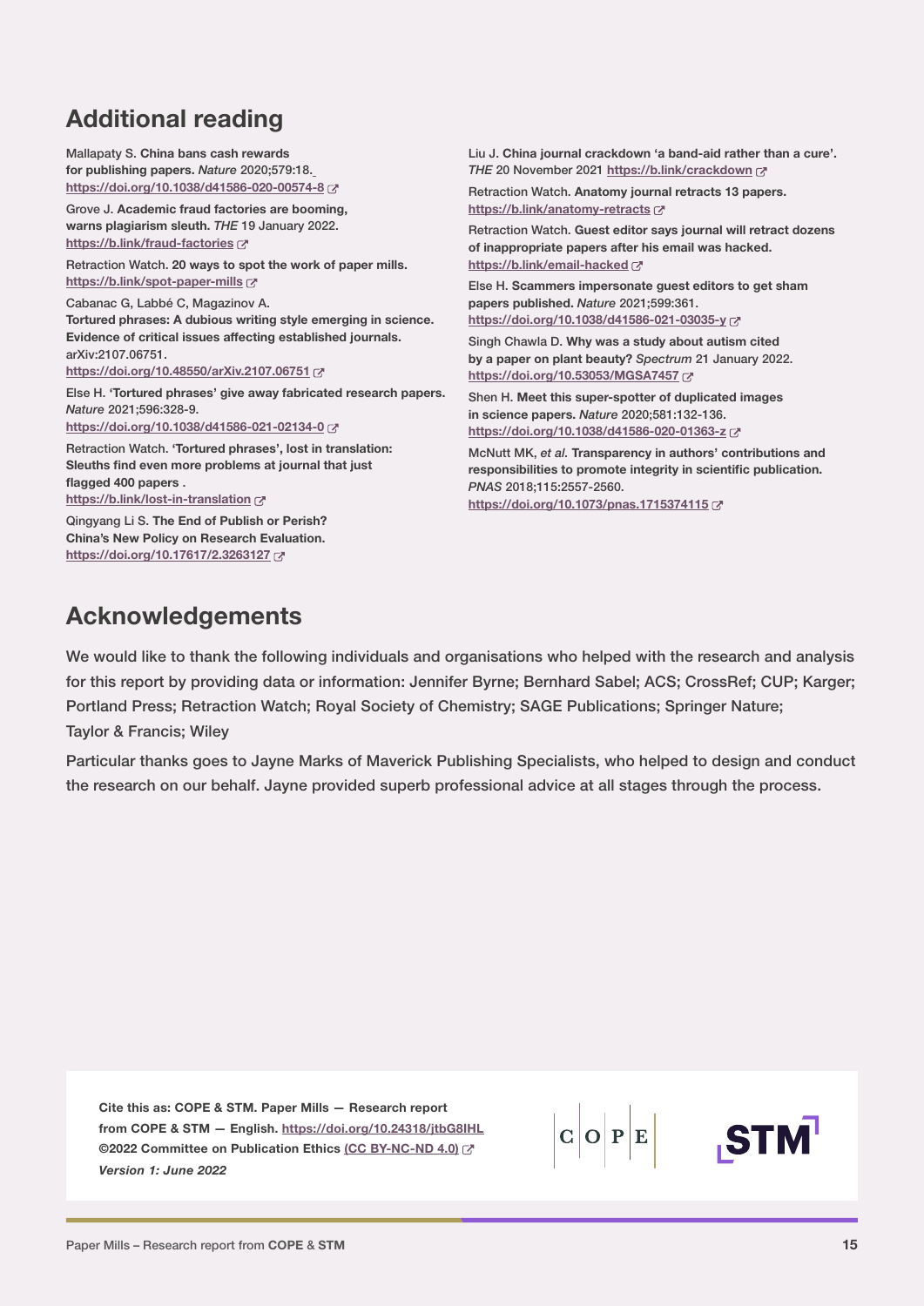## Additional reading

Mallapaty S. **China bans cash rewards for publishing papers.** *Nature* 2020;579:18. https://doi.org/10.1038/d41586-020-00574-8

Grove J. **Academic fraud factories are booming, warns plagiarism sleuth.** *THE* 19 January 2022. https://b.link/fraud-factories

Retraction Watch. **20 ways to spot the work of paper mills.** https://b.link/spot-paper-mills

Cabanac G, Labbé C, Magazinov A. **Tortured phrases: A dubious writing style emerging in science. Evidence of critical issues affecting established journals.** arXiv:2107.06751. https://doi.org/10.48550/arXiv.2107.06751

Else H. **'Tortured phrases' give away fabricated research papers.** *Nature* 2021;596:328-9. https://doi.org/10.1038/d41586-021-02134-0

Retraction Watch. **'Tortured phrases', lost in translation: Sleuths find even more problems at journal that just flagged 400 papers .** https://b.link/lost-in-translation

Qingyang Li S. **The End of Publish or Perish? China's New Policy on Research Evaluation.** https://doi.org/10.17617/2.3263127

Liu J. **China journal crackdown 'a band-aid rather than a cure'.** *THE* 20 November 2021 https://b.link/crackdown

Retraction Watch. **Anatomy journal retracts 13 papers.** https://b.link/anatomy-retracts

Retraction Watch. **Guest editor says journal will retract dozens of inappropriate papers after his email was hacked.** https://b.link/email-hacked

Else H. **Scammers impersonate guest editors to get sham papers published.** *Nature* 2021;599:361. https://doi.org/10.1038/d41586-021-03035-y

Singh Chawla D. **Why was a study about autism cited by a paper on plant beauty?** *Spectrum* 21 January 2022. https://doi.org/10.53053/MGSA7457

Shen H. **Meet this super-spotter of duplicated images in science papers.** *Nature* 2020;581:132-136. https://doi.org/10.1038/d41586-020-01363-z

McNutt MK, *et al.* **Transparency in authors' contributions and responsibilities to promote integrity in scientific publication.** *PNAS* 2018;115:2557-2560. https://doi.org/10.1073/pnas.1715374115

## Acknowledgements

We would like to thank the following individuals and organisations who helped with the research and analysis for this report by providing data or information: Jennifer Byrne; Bernhard Sabel; ACS; CrossRef; CUP; Karger; Portland Press; Retraction Watch; Royal Society of Chemistry; SAGE Publications; Springer Nature; Taylor & Francis; Wiley

Particular thanks goes to Jayne Marks of Maverick Publishing Specialists, who helped to design and conduct the research on our behalf. Jayne provided superb professional advice at all stages through the process.

**Cite this as: COPE & STM. Paper Mills — Research report from COPE & STM — English.** https://doi.org/10.24318/jtbG8IHL
**©2022 Committee on Publication Ethics** (CC BY-NC-ND 4.0)
***Version 1: June 2022***

COPE STM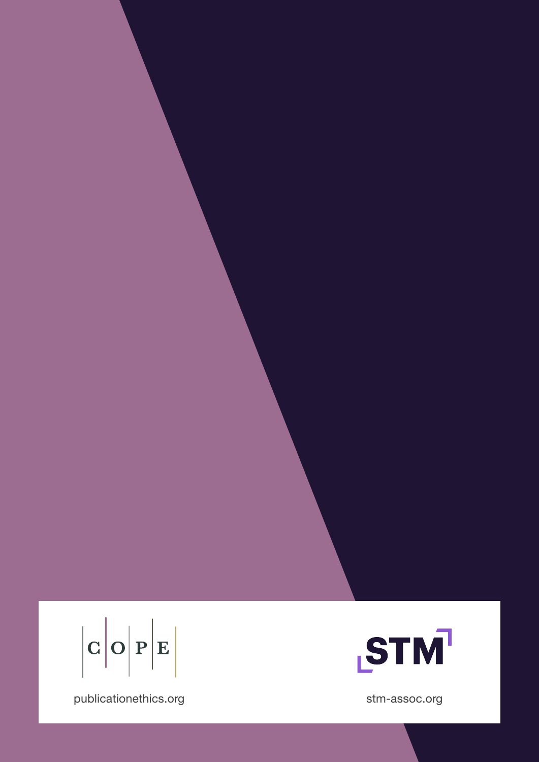C O P E

publicationethics.org

STM

stm-assoc.org